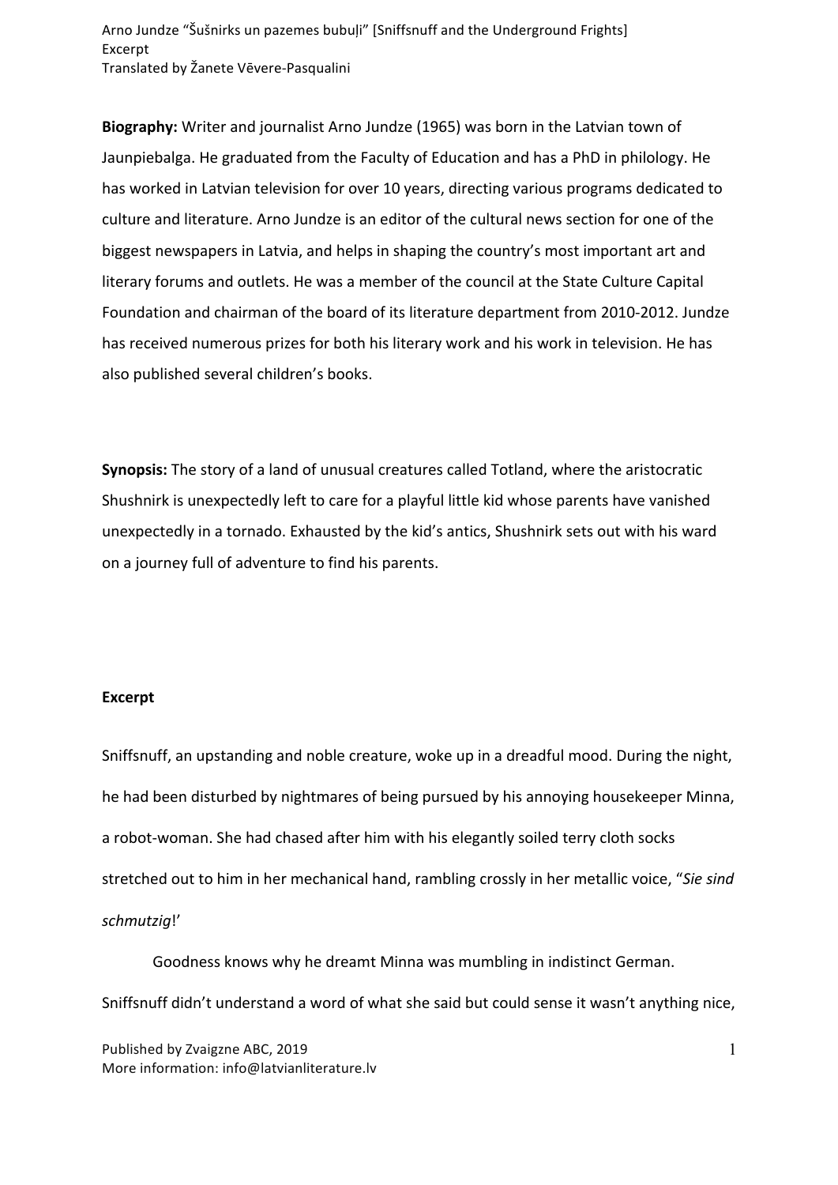**Biography:** Writer and journalist Arno Jundze (1965) was born in the Latvian town of Jaunpiebalga. He graduated from the Faculty of Education and has a PhD in philology. He has worked in Latvian television for over 10 years, directing various programs dedicated to culture and literature. Arno Jundze is an editor of the cultural news section for one of the biggest newspapers in Latvia, and helps in shaping the country's most important art and literary forums and outlets. He was a member of the council at the State Culture Capital Foundation and chairman of the board of its literature department from 2010-2012. Jundze has received numerous prizes for both his literary work and his work in television. He has also published several children's books.

**Synopsis:** The story of a land of unusual creatures called Totland, where the aristocratic Shushnirk is unexpectedly left to care for a playful little kid whose parents have vanished unexpectedly in a tornado. Exhausted by the kid's antics, Shushnirk sets out with his ward on a journey full of adventure to find his parents.

**Excerpt**

Sniffsnuff, an upstanding and noble creature, woke up in a dreadful mood. During the night, he had been disturbed by nightmares of being pursued by his annoying housekeeper Minna, a robot-woman. She had chased after him with his elegantly soiled terry cloth socks stretched out to him in her mechanical hand, rambling crossly in her metallic voice, "*Sie sind schmutzig*!'

Goodness knows why he dreamt Minna was mumbling in indistinct German. Sniffsnuff didn't understand a word of what she said but could sense it wasn't anything nice,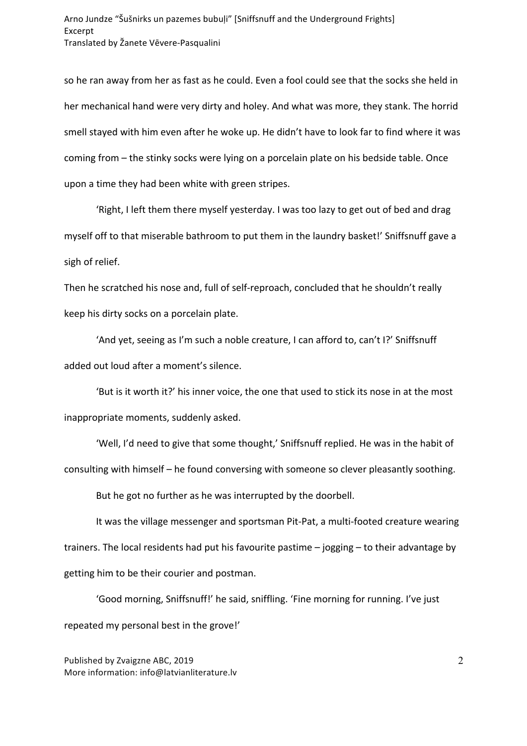so he ran away from her as fast as he could. Even a fool could see that the socks she held in her mechanical hand were very dirty and holey. And what was more, they stank. The horrid smell stayed with him even after he woke up. He didn't have to look far to find where it was coming from – the stinky socks were lying on a porcelain plate on his bedside table. Once upon a time they had been white with green stripes.

'Right, I left them there myself yesterday. I was too lazy to get out of bed and drag myself off to that miserable bathroom to put them in the laundry basket!' Sniffsnuff gave a sigh of relief.

Then he scratched his nose and, full of self-reproach, concluded that he shouldn't really keep his dirty socks on a porcelain plate.

'And yet, seeing as I'm such a noble creature, I can afford to, can't I?' Sniffsnuff added out loud after a moment's silence.

'But is it worth it?' his inner voice, the one that used to stick its nose in at the most inappropriate moments, suddenly asked.

'Well, I'd need to give that some thought,' Sniffsnuff replied. He was in the habit of consulting with himself – he found conversing with someone so clever pleasantly soothing.

But he got no further as he was interrupted by the doorbell.

It was the village messenger and sportsman Pit-Pat, a multi-footed creature wearing trainers. The local residents had put his favourite pastime – jogging – to their advantage by getting him to be their courier and postman.

'Good morning, Sniffsnuff!' he said, sniffling. 'Fine morning for running. I've just repeated my personal best in the grove!'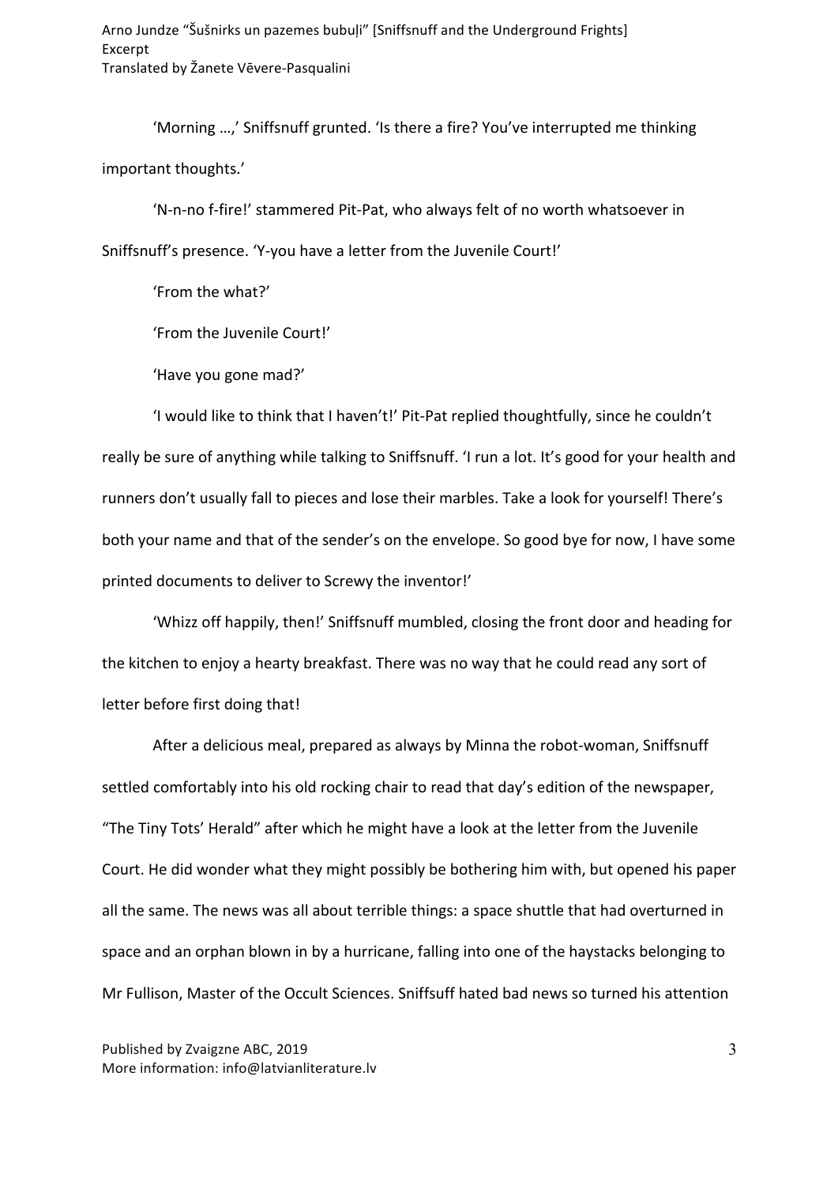'Morning …,' Sniffsnuff grunted. 'Is there a fire? You've interrupted me thinking important thoughts.'

'N-n-no f-fire!' stammered Pit-Pat, who always felt of no worth whatsoever in Sniffsnuff's presence. 'Y-you have a letter from the Juvenile Court!'

'From the what?'

'From the Juvenile Court!'

'Have you gone mad?'

'I would like to think that I haven't!' Pit-Pat replied thoughtfully, since he couldn't really be sure of anything while talking to Sniffsnuff. 'I run a lot. It's good for your health and runners don't usually fall to pieces and lose their marbles. Take a look for yourself! There's both your name and that of the sender's on the envelope. So good bye for now, I have some printed documents to deliver to Screwy the inventor!'

'Whizz off happily, then!' Sniffsnuff mumbled, closing the front door and heading for the kitchen to enjoy a hearty breakfast. There was no way that he could read any sort of letter before first doing that!

After a delicious meal, prepared as always by Minna the robot-woman, Sniffsnuff settled comfortably into his old rocking chair to read that day's edition of the newspaper, "The Tiny Tots' Herald" after which he might have a look at the letter from the Juvenile Court. He did wonder what they might possibly be bothering him with, but opened his paper all the same. The news was all about terrible things: a space shuttle that had overturned in space and an orphan blown in by a hurricane, falling into one of the haystacks belonging to Mr Fullison, Master of the Occult Sciences. Sniffsuff hated bad news so turned his attention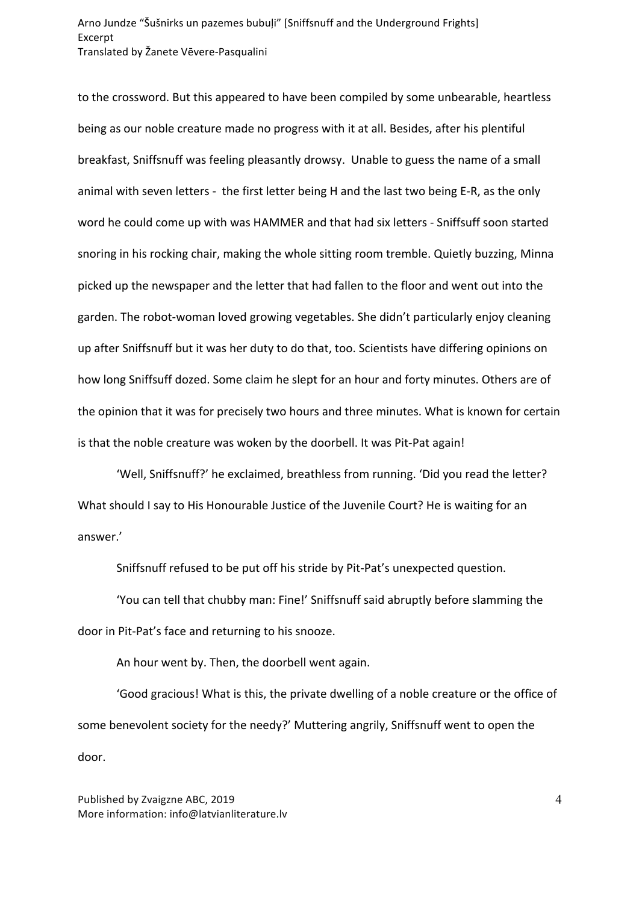to the crossword. But this appeared to have been compiled by some unbearable, heartless being as our noble creature made no progress with it at all. Besides, after his plentiful breakfast, Sniffsnuff was feeling pleasantly drowsy. Unable to guess the name of a small animal with seven letters - the first letter being H and the last two being E-R, as the only word he could come up with was HAMMER and that had six letters - Sniffsuff soon started snoring in his rocking chair, making the whole sitting room tremble. Quietly buzzing, Minna picked up the newspaper and the letter that had fallen to the floor and went out into the garden. The robot-woman loved growing vegetables. She didn't particularly enjoy cleaning up after Sniffsnuff but it was her duty to do that, too. Scientists have differing opinions on how long Sniffsuff dozed. Some claim he slept for an hour and forty minutes. Others are of the opinion that it was for precisely two hours and three minutes. What is known for certain is that the noble creature was woken by the doorbell. It was Pit-Pat again!

'Well, Sniffsnuff?' he exclaimed, breathless from running. 'Did you read the letter? What should I say to His Honourable Justice of the Juvenile Court? He is waiting for an answer.'

Sniffsnuff refused to be put off his stride by Pit-Pat's unexpected question.

'You can tell that chubby man: Fine!' Sniffsnuff said abruptly before slamming the door in Pit-Pat's face and returning to his snooze.

An hour went by. Then, the doorbell went again.

'Good gracious! What is this, the private dwelling of a noble creature or the office of some benevolent society for the needy?' Muttering angrily, Sniffsnuff went to open the door.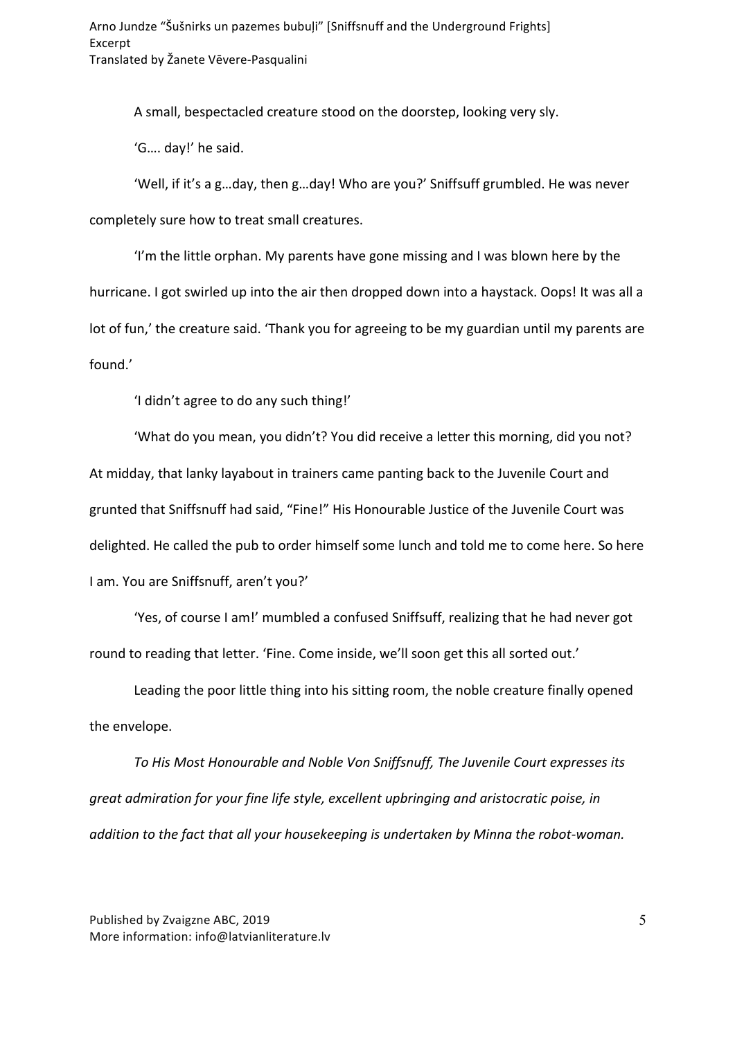A small, bespectacled creature stood on the doorstep, looking very sly.

'G…. day!' he said.

'Well, if it's a g…day, then g…day! Who are you?' Sniffsuff grumbled. He was never completely sure how to treat small creatures.

'I'm the little orphan. My parents have gone missing and I was blown here by the hurricane. I got swirled up into the air then dropped down into a haystack. Oops! It was all a lot of fun,' the creature said. 'Thank you for agreeing to be my guardian until my parents are found.'

'I didn't agree to do any such thing!'

'What do you mean, you didn't? You did receive a letter this morning, did you not? At midday, that lanky layabout in trainers came panting back to the Juvenile Court and grunted that Sniffsnuff had said, "Fine!" His Honourable Justice of the Juvenile Court was delighted. He called the pub to order himself some lunch and told me to come here. So here I am. You are Sniffsnuff, aren't you?'

'Yes, of course I am!' mumbled a confused Sniffsuff, realizing that he had never got round to reading that letter. 'Fine. Come inside, we'll soon get this all sorted out.'

Leading the poor little thing into his sitting room, the noble creature finally opened the envelope.

*To His Most Honourable and Noble Von Sniffsnuff, The Juvenile Court expresses its great admiration for your fine life style, excellent upbringing and aristocratic poise, in addition to the fact that all your housekeeping is undertaken by Minna the robot-woman.*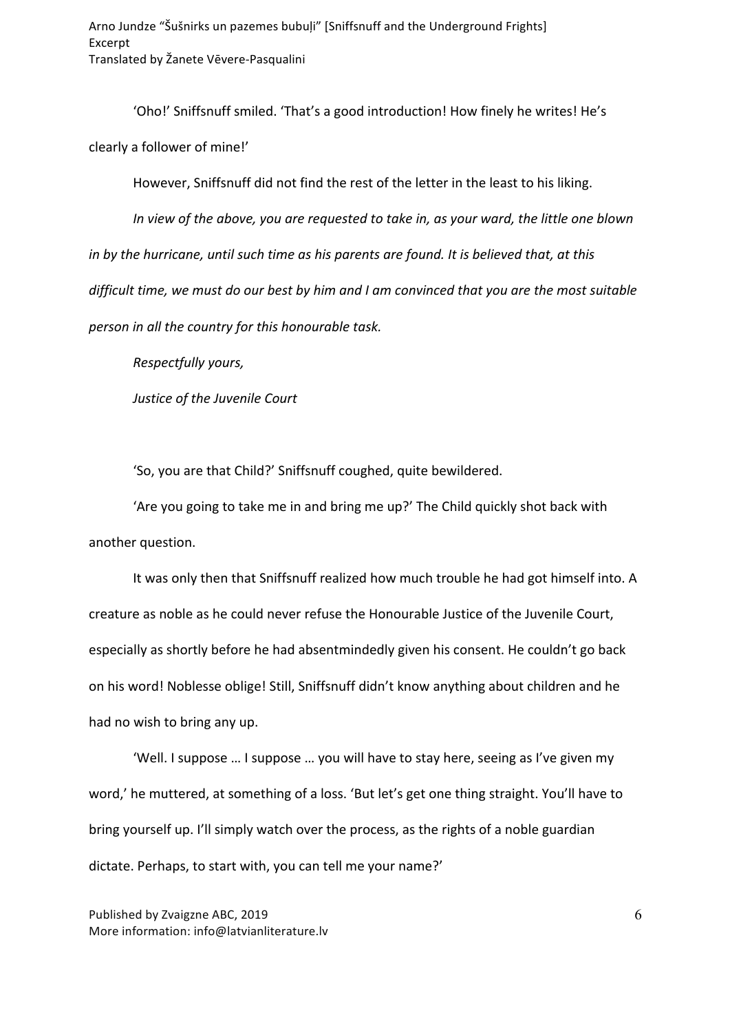'Oho!' Sniffsnuff smiled. 'That's a good introduction! How finely he writes! He's clearly a follower of mine!'

However, Sniffsnuff did not find the rest of the letter in the least to his liking.

*In view of the above, you are requested to take in, as your ward, the little one blown in by the hurricane, until such time as his parents are found. It is believed that, at this difficult time, we must do our best by him and I am convinced that you are the most suitable person in all the country for this honourable task.*

*Respectfully yours,*

*Justice of the Juvenile Court*

'So, you are that Child?' Sniffsnuff coughed, quite bewildered.

'Are you going to take me in and bring me up?' The Child quickly shot back with another question.

It was only then that Sniffsnuff realized how much trouble he had got himself into. A creature as noble as he could never refuse the Honourable Justice of the Juvenile Court, especially as shortly before he had absentmindedly given his consent. He couldn't go back on his word! Noblesse oblige! Still, Sniffsnuff didn't know anything about children and he had no wish to bring any up.

'Well. I suppose … I suppose … you will have to stay here, seeing as I've given my word,' he muttered, at something of a loss. 'But let's get one thing straight. You'll have to bring yourself up. I'll simply watch over the process, as the rights of a noble guardian dictate. Perhaps, to start with, you can tell me your name?'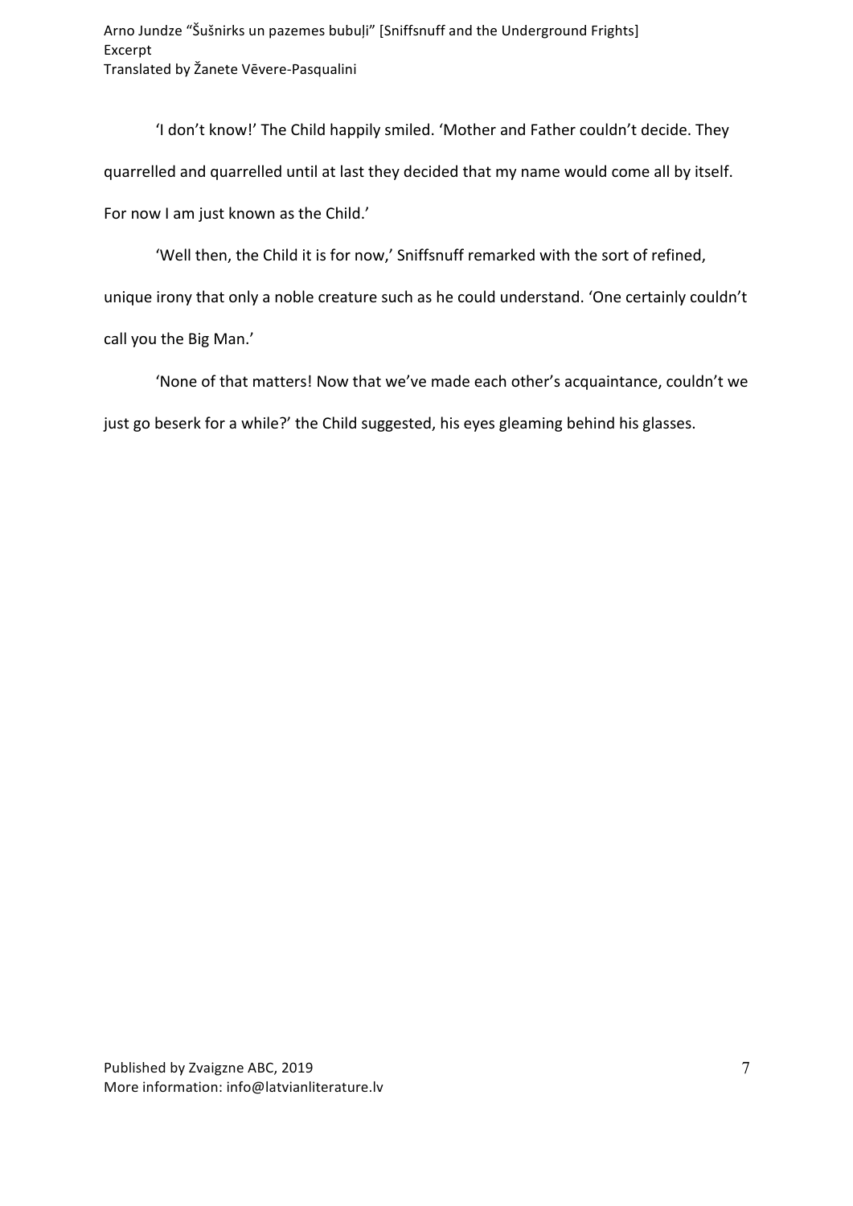'I don't know!' The Child happily smiled. 'Mother and Father couldn't decide. They quarrelled and quarrelled until at last they decided that my name would come all by itself. For now I am just known as the Child.'

'Well then, the Child it is for now,' Sniffsnuff remarked with the sort of refined, unique irony that only a noble creature such as he could understand. 'One certainly couldn't call you the Big Man.'

'None of that matters! Now that we've made each other's acquaintance, couldn't we just go beserk for a while?' the Child suggested, his eyes gleaming behind his glasses.